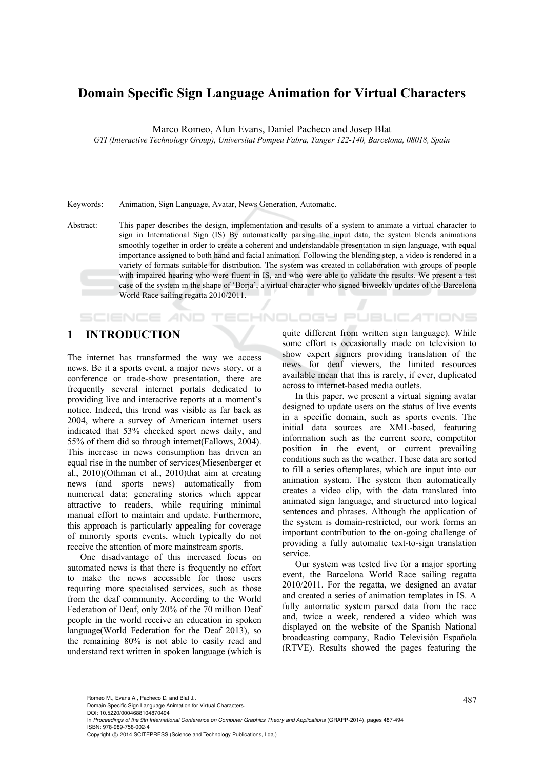# Domain Specific Sign Language Animation for Virtual Characters

Marco Romeo, Alun Evans, Daniel Pacheco and Josep Blat

*GTI (Interactive Technology Group), Universitat Pompeu Fabra, Tanger 122-140, Barcelona, 08018, Spain*

Keywords: Animation, Sign Language, Avatar, News Generation, Automatic.

Abstract: This paper describes the design, implementation and results of a system to animate a virtual character to sign in International Sign (IS) By automatically parsing the input data, the system blends animations smoothly together in order to create a coherent and understandable presentation in sign language, with equal importance assigned to both hand and facial animation. Following the blending step, a video is rendered in a variety of formats suitable for distribution. The system was created in collaboration with groups of people with impaired hearing who were fluent in IS, and who were able to validate the results. We present a test case of the system in the shape of 'Borja', a virtual character who signed biweekly updates of the Barcelona World Race sailing regatta 2010/2011.

## 1 INTRODUCTION

The internet has transformed the way we access news. Be it a sports event, a major news story, or a conference or trade-show presentation, there are frequently several internet portals dedicated to providing live and interactive reports at a moment's notice. Indeed, this trend was visible as far back as 2004, where a survey of American internet users indicated that 53% checked sport news daily, and 55% of them did so through internet(Fallows, 2004). This increase in news consumption has driven an equal rise in the number of services(Miesenberger et al., 2010)(Othman et al., 2010)that aim at creating news (and sports news) automatically from numerical data; generating stories which appear attractive to readers, while requiring minimal manual effort to maintain and update. Furthermore, this approach is particularly appealing for coverage of minority sports events, which typically do not receive the attention of more mainstream sports.

One disadvantage of this increased focus on automated news is that there is frequently no effort to make the news accessible for those users requiring more specialised services, such as those from the deaf community. According to the World Federation of Deaf, only 20% of the 70 million Deaf people in the world receive an education in spoken language(World Federation for the Deaf 2013), so the remaining 80% is not able to easily read and understand text written in spoken language (which is quite different from written sign language). While some effort is occasionally made on television to show expert signers providing translation of the news for deaf viewers, the limited resources available mean that this is rarely, if ever, duplicated across to internet-based media outlets.

In this paper, we present a virtual signing avatar designed to update users on the status of live events in a specific domain, such as sports events. The initial data sources are XML-based, featuring information such as the current score, competitor position in the event, or current prevailing conditions such as the weather. These data are sorted to fill a series oftemplates, which are input into our animation system. The system then automatically creates a video clip, with the data translated into animated sign language, and structured into logical sentences and phrases. Although the application of the system is domain-restricted, our work forms an important contribution to the on-going challenge of providing a fully automatic text-to-sign translation service.

Our system was tested live for a major sporting event, the Barcelona World Race sailing regatta 2010/2011. For the regatta, we designed an avatar and created a series of animation templates in IS. A fully automatic system parsed data from the race and, twice a week, rendered a video which was displayed on the website of the Spanish National broadcasting company, Radio Televisión Española (RTVE). Results showed the pages featuring the

Romeo M., Evans A., Pacheco D. and Blat J..
Domain Specific Sign Language Animation for Virtual Characters.
DOI: 10.5220/0004688104870494
In *Proceedings of the 9th International Conference on Computer Graphics Theory and Applications* (GRAPP-2014), pages 487-494
ISBN: 978-989-758-002-4
Copyright © 2014 SCITEPRESS (Science and Technology Publications, Lda.)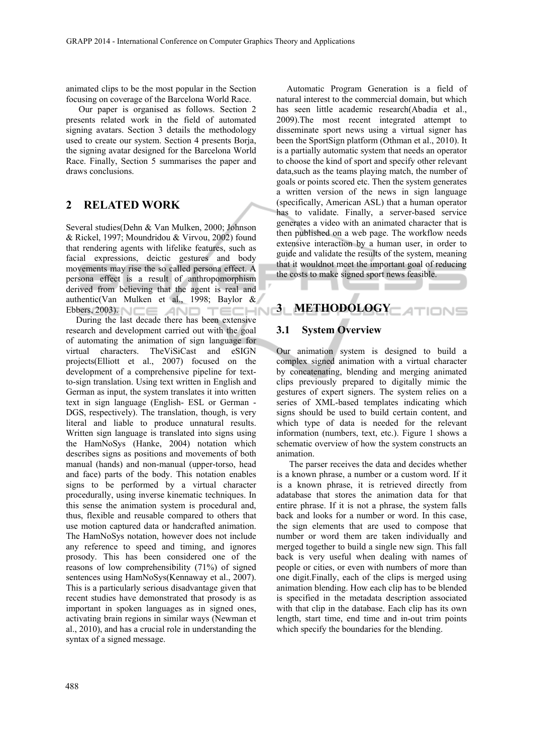animated clips to be the most popular in the Section focusing on coverage of the Barcelona World Race.

Our paper is organised as follows. Section 2 presents related work in the field of automated signing avatars. Section 3 details the methodology used to create our system. Section 4 presents Borja, the signing avatar designed for the Barcelona World Race. Finally, Section 5 summarises the paper and draws conclusions.

## 2 RELATED WORK

Several studies(Dehn & Van Mulken, 2000; Johnson & Rickel, 1997; Moundridou & Virvou, 2002) found that rendering agents with lifelike features, such as facial expressions, deictic gestures and body movements may rise the so called persona effect. A persona effect is a result of anthropomorphism derived from believing that the agent is real and authentic(Van Mulken et al., 1998; Baylor & Ebbers, 2003).

During the last decade there has been extensive research and development carried out with the goal of automating the animation of sign language for virtual characters. TheViSiCast and eSIGN projects(Elliott et al., 2007) focused on the development of a comprehensive pipeline for text-to-sign translation. Using text written in English and German as input, the system translates it into written text in sign language (English- ESL or German - DGS, respectively). The translation, though, is very literal and liable to produce unnatural results. Written sign language is translated into signs using the HamNoSys (Hanke, 2004) notation which describes signs as positions and movements of both manual (hands) and non-manual (upper-torso, head and face) parts of the body. This notation enables signs to be performed by a virtual character procedurally, using inverse kinematic techniques. In this sense the animation system is procedural and, thus, flexible and reusable compared to others that use motion captured data or handcrafted animation. The HamNoSys notation, however does not include any reference to speed and timing, and ignores prosody. This has been considered one of the reasons of low comprehensibility (71%) of signed sentences using HamNoSys(Kennaway et al., 2007). This is a particularly serious disadvantage given that recent studies have demonstrated that prosody is as important in spoken languages as in signed ones, activating brain regions in similar ways (Newman et al., 2010), and has a crucial role in understanding the syntax of a signed message.

Automatic Program Generation is a field of natural interest to the commercial domain, but which has seen little academic research(Abadia et al., 2009).The most recent integrated attempt to disseminate sport news using a virtual signer has been the SportSign platform (Othman et al., 2010). It is a partially automatic system that needs an operator to choose the kind of sport and specify other relevant data,such as the teams playing match, the number of goals or points scored etc. Then the system generates a written version of the news in sign language (specifically, American ASL) that a human operator has to validate. Finally, a server-based service generates a video with an animated character that is then published on a web page. The workflow needs extensive interaction by a human user, in order to guide and validate the results of the system, meaning that it wouldnot meet the important goal of reducing the costs to make signed sport news feasible.

## 3 METHODOLOGY

### 3.1 System Overview

Our animation system is designed to build a complex signed animation with a virtual character by concatenating, blending and merging animated clips previously prepared to digitally mimic the gestures of expert signers. The system relies on a series of XML-based templates indicating which signs should be used to build certain content, and which type of data is needed for the relevant information (numbers, text, etc.). Figure 1 shows a schematic overview of how the system constructs an animation.

The parser receives the data and decides whether is a known phrase, a number or a custom word. If it is a known phrase, it is retrieved directly from adatabase that stores the animation data for that entire phrase. If it is not a phrase, the system falls back and looks for a number or word. In this case, the sign elements that are used to compose that number or word them are taken individually and merged together to build a single new sign. This fall back is very useful when dealing with names of people or cities, or even with numbers of more than one digit.Finally, each of the clips is merged using animation blending. How each clip has to be blended is specified in the metadata description associated with that clip in the database. Each clip has its own length, start time, end time and in-out trim points which specify the boundaries for the blending.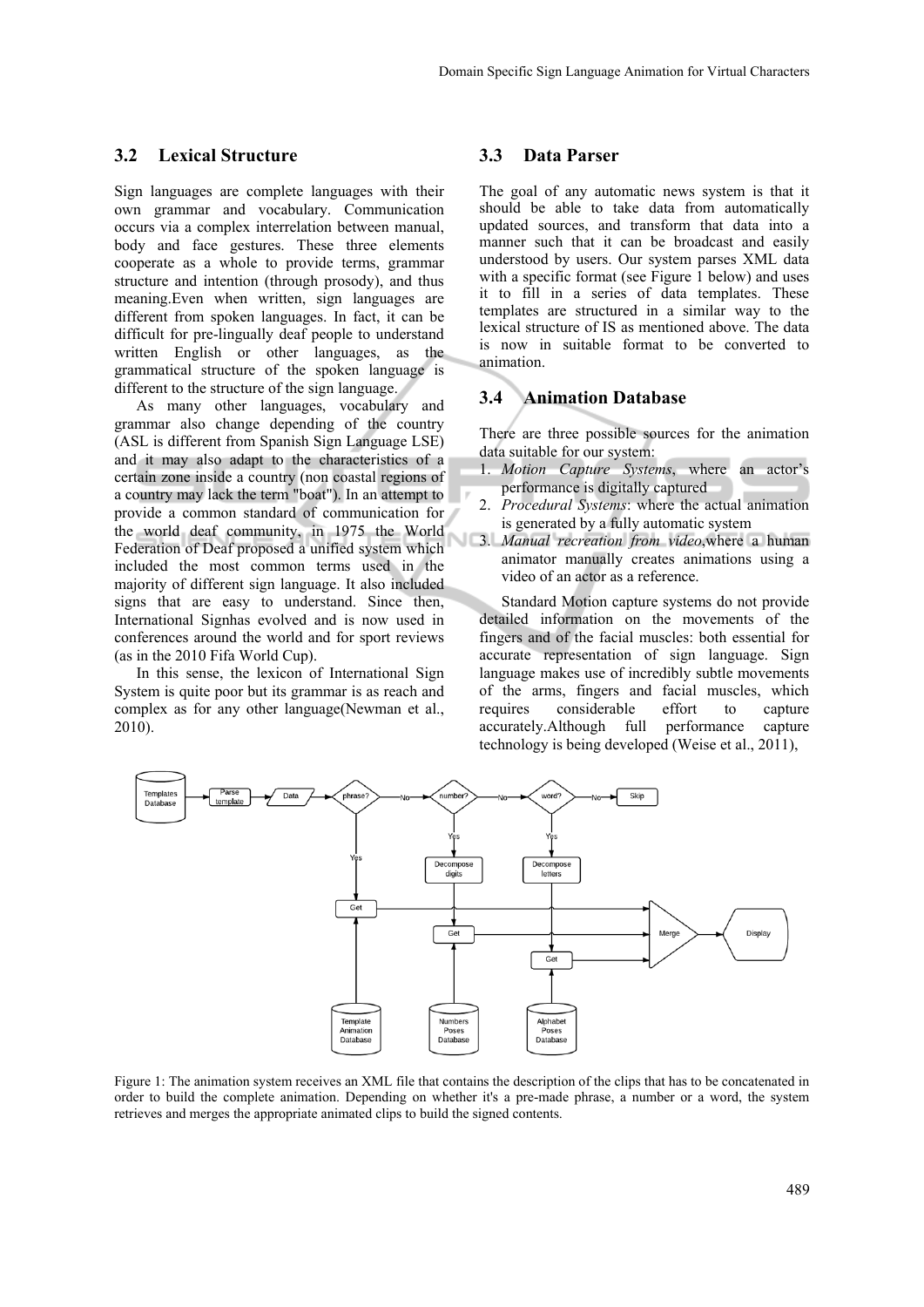### 3.2 Lexical Structure

Sign languages are complete languages with their own grammar and vocabulary. Communication occurs via a complex interrelation between manual, body and face gestures. These three elements cooperate as a whole to provide terms, grammar structure and intention (through prosody), and thus meaning.Even when written, sign languages are different from spoken languages. In fact, it can be difficult for pre-lingually deaf people to understand written English or other languages, as the grammatical structure of the spoken language is different to the structure of the sign language.

As many other languages, vocabulary and grammar also change depending of the country (ASL is different from Spanish Sign Language LSE) and it may also adapt to the characteristics of a certain zone inside a country (non coastal regions of a country may lack the term "boat"). In an attempt to provide a common standard of communication for the world deaf community, in 1975 the World Federation of Deaf proposed a unified system which included the most common terms used in the majority of different sign language. It also included signs that are easy to understand. Since then, International Signhas evolved and is now used in conferences around the world and for sport reviews (as in the 2010 Fifa World Cup).

In this sense, the lexicon of International Sign System is quite poor but its grammar is as reach and complex as for any other language(Newman et al., 2010).

### 3.3 Data Parser

The goal of any automatic news system is that it should be able to take data from automatically updated sources, and transform that data into a manner such that it can be broadcast and easily understood by users. Our system parses XML data with a specific format (see Figure 1 below) and uses it to fill in a series of data templates. These templates are structured in a similar way to the lexical structure of IS as mentioned above. The data is now in suitable format to be converted to animation.

### 3.4 Animation Database

There are three possible sources for the animation data suitable for our system:

1. *Motion Capture Systems*, where an actor's performance is digitally captured
2. *Procedural Systems*: where the actual animation is generated by a fully automatic system
3. *Manual recreation from video*,where a human animator manually creates animations using a video of an actor as a reference.

Standard Motion capture systems do not provide detailed information on the movements of the fingers and of the facial muscles: both essential for accurate representation of sign language. Sign language makes use of incredibly subtle movements of the arms, fingers and facial muscles, which requires considerable effort to capture accurately.Although full performance capture technology is being developed (Weise et al., 2011),

Figure 1: The animation system receives an XML file that contains the description of the clips that has to be concatenated in order to build the complete animation. Depending on whether it's a pre-made phrase, a number or a word, the system retrieves and merges the appropriate animated clips to build the signed contents.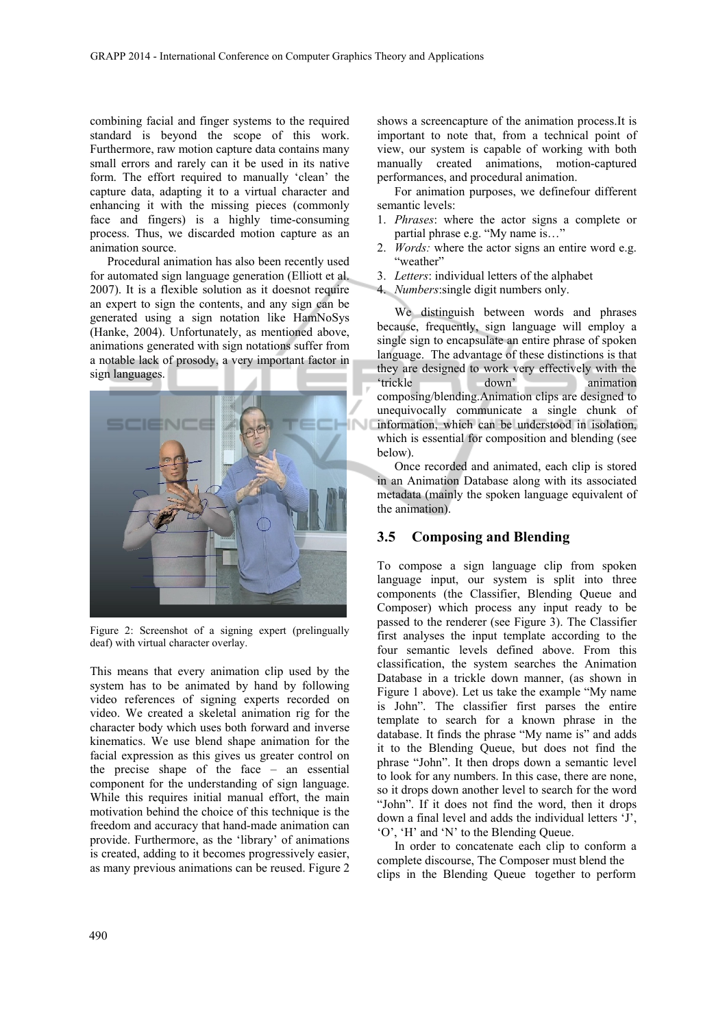combining facial and finger systems to the required standard is beyond the scope of this work. Furthermore, raw motion capture data contains many small errors and rarely can it be used in its native form. The effort required to manually 'clean' the capture data, adapting it to a virtual character and enhancing it with the missing pieces (commonly face and fingers) is a highly time-consuming process. Thus, we discarded motion capture as an animation source.

Procedural animation has also been recently used for automated sign language generation (Elliott et al. 2007). It is a flexible solution as it doesnot require an expert to sign the contents, and any sign can be generated using a sign notation like HamNoSys (Hanke, 2004). Unfortunately, as mentioned above, animations generated with sign notations suffer from a notable lack of prosody, a very important factor in sign languages.

Figure 2: Screenshot of a signing expert (prelingually deaf) with virtual character overlay.

This means that every animation clip used by the system has to be animated by hand by following video references of signing experts recorded on video. We created a skeletal animation rig for the character body which uses both forward and inverse kinematics. We use blend shape animation for the facial expression as this gives us greater control on the precise shape of the face – an essential component for the understanding of sign language. While this requires initial manual effort, the main motivation behind the choice of this technique is the freedom and accuracy that hand-made animation can provide. Furthermore, as the 'library' of animations is created, adding to it becomes progressively easier, as many previous animations can be reused. Figure 2 shows a screencapture of the animation process.It is important to note that, from a technical point of view, our system is capable of working with both manually created animations, motion-captured performances, and procedural animation.

For animation purposes, we definefour different semantic levels:

1. *Phrases*: where the actor signs a complete or partial phrase e.g. "My name is…"
2. *Words:* where the actor signs an entire word e.g. "weather"
3. *Letters*: individual letters of the alphabet
4. *Numbers*:single digit numbers only.

We distinguish between words and phrases because, frequently, sign language will employ a single sign to encapsulate an entire phrase of spoken language. The advantage of these distinctions is that they are designed to work very effectively with the 'trickle down' animation composing/blending.Animation clips are designed to unequivocally communicate a single chunk of information, which can be understood in isolation, which is essential for composition and blending (see below).

Once recorded and animated, each clip is stored in an Animation Database along with its associated metadata (mainly the spoken language equivalent of the animation).

## 3.5 Composing and Blending

To compose a sign language clip from spoken language input, our system is split into three components (the Classifier, Blending Queue and Composer) which process any input ready to be passed to the renderer (see Figure 3). The Classifier first analyses the input template according to the four semantic levels defined above. From this classification, the system searches the Animation Database in a trickle down manner, (as shown in Figure 1 above). Let us take the example "My name is John". The classifier first parses the entire template to search for a known phrase in the database. It finds the phrase "My name is" and adds it to the Blending Queue, but does not find the phrase "John". It then drops down a semantic level to look for any numbers. In this case, there are none, so it drops down another level to search for the word "John". If it does not find the word, then it drops down a final level and adds the individual letters 'J', 'O', 'H' and 'N' to the Blending Queue.

In order to concatenate each clip to conform a complete discourse, The Composer must blend the clips in the Blending Queue together to perform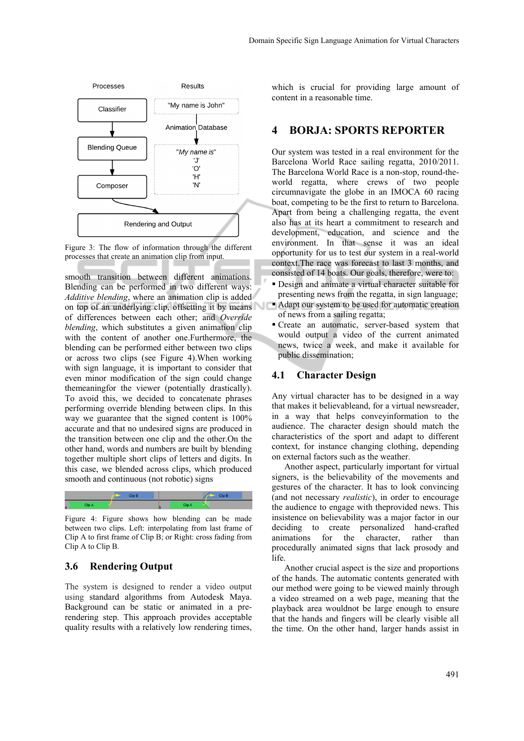Figure 3: The flow of information through the different processes that create an animation clip from input.

smooth transition between different animations. Blending can be performed in two different ways: *Additive blending*, where an animation clip is added on top of an underlying clip, offsetting it by means of differences between each other; and *Override blending*, which substitutes a given animation clip with the content of another one.Furthermore, the blending can be performed either between two clips or across two clips (see Figure 4).When working with sign language, it is important to consider that even minor modification of the sign could change themeaningfor the viewer (potentially drastically). To avoid this, we decided to concatenate phrases performing override blending between clips. In this way we guarantee that the signed content is 100% accurate and that no undesired signs are produced in the transition between one clip and the other.On the other hand, words and numbers are built by blending together multiple short clips of letters and digits. In this case, we blended across clips, which produced smooth and continuous (not robotic) signs

Figure 4: Figure shows how blending can be made between two clips. Left: interpolating from last frame of Clip A to first frame of Clip B; or Right: cross fading from Clip A to Clip B.

## 3.6 Rendering Output

The system is designed to render a video output using standard algorithms from Autodesk Maya. Background can be static or animated in a pre-rendering step. This approach provides acceptable quality results with a relatively low rendering times, which is crucial for providing large amount of content in a reasonable time.

# 4 BORJA: SPORTS REPORTER

Our system was tested in a real environment for the Barcelona World Race sailing regatta, 2010/2011. The Barcelona World Race is a non-stop, round-the-world regatta, where crews of two people circumnavigate the globe in an IMOCA 60 racing boat, competing to be the first to return to Barcelona. Apart from being a challenging regatta, the event also has at its heart a commitment to research and development, education, and science and the environment. In that sense it was an ideal opportunity for us to test our system in a real-world context.The race was forecast to last 3 months, and consisted of 14 boats. Our goals, therefore, were to:

- Design and animate a virtual character suitable for presenting news from the regatta, in sign language;
- Adapt our system to be used for automatic creation of news from a sailing regatta;
- Create an automatic, server-based system that would output a video of the current animated news, twice a week, and make it available for public dissemination;

## 4.1 Character Design

Any virtual character has to be designed in a way that makes it believable, for a virtual newsreader, in a way that helps conveyinformation to the audience. The character design should match the characteristics of the sport and adapt to different context, for instance changing clothing, depending on external factors such as the weather.

Another aspect, particularly important for virtual signers, is the believability of the movements and gestures of the character. It has to look convincing (and not necessary *realistic*), in order to encourage the audience to engage with theprovided news. This insistence on believability was a major factor in our deciding to create personalized hand-crafted animations for the character, rather than procedurally animated signs that lack prosody and life.

Another crucial aspect is the size and proportions of the hands. The automatic contents generated with our method were going to be viewed mainly through a video streamed on a web page, meaning that the playback area wouldnot be large enough to ensure that the hands and fingers will be clearly visible all the time. On the other hand, larger hands assist in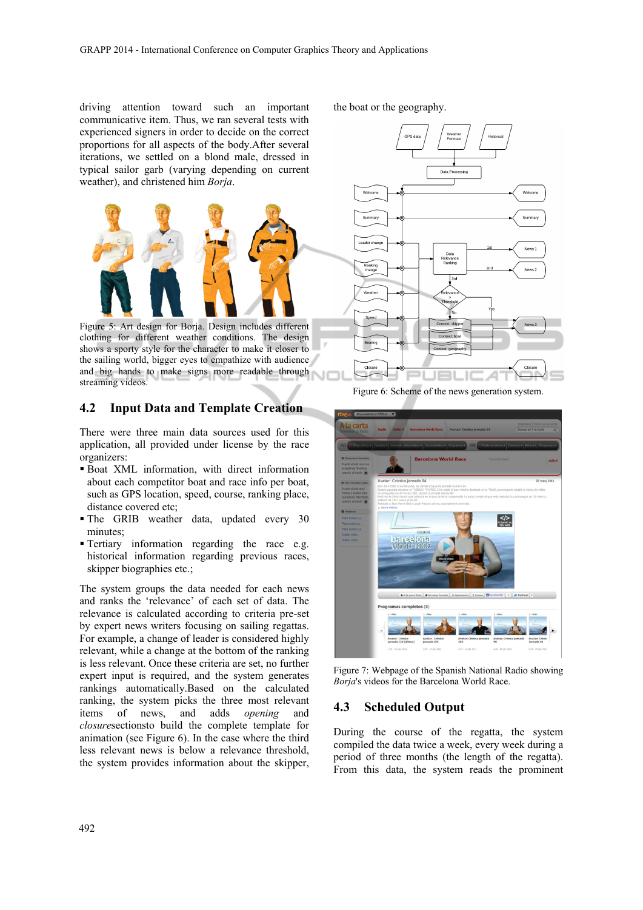driving attention toward such an important communicative item. Thus, we ran several tests with experienced signers in order to decide on the correct proportions for all aspects of the body.After several iterations, we settled on a blond male, dressed in typical sailor garb (varying depending on current weather), and christened him *Borja*.

Figure 5: Art design for Borja. Design includes different clothing for different weather conditions. The design shows a sporty style for the character to make it closer to the sailing world, bigger eyes to empathize with audience and big hands to make signs more readable through streaming videos.

## 4.2 Input Data and Template Creation

There were three main data sources used for this application, all provided under license by the race organizers:

- Boat XML information, with direct information about each competitor boat and race info per boat, such as GPS location, speed, course, ranking place, distance covered etc;
- The GRIB weather data, updated every 30 minutes;
- Tertiary information regarding the race e.g. historical information regarding previous races, skipper biographies etc.;

The system groups the data needed for each news and ranks the 'relevance' of each set of data. The relevance is calculated according to criteria pre-set by expert news writers focusing on sailing regattas. For example, a change of leader is considered highly relevant, while a change at the bottom of the ranking is less relevant. Once these criteria are set, no further expert input is required, and the system generates rankings automatically.Based on the calculated ranking, the system picks the three most relevant items of news, and adds *opening* and *closure*sectionsto build the complete template for animation (see Figure 6). In the case where the third less relevant news is below a relevance threshold, the system provides information about the skipper, the boat or the geography.

Figure 6: Scheme of the news generation system.

Figure 7: Webpage of the Spanish National Radio showing *Borja*'s videos for the Barcelona World Race.

## 4.3 Scheduled Output

During the course of the regatta, the system compiled the data twice a week, every week during a period of three months (the length of the regatta). From this data, the system reads the prominent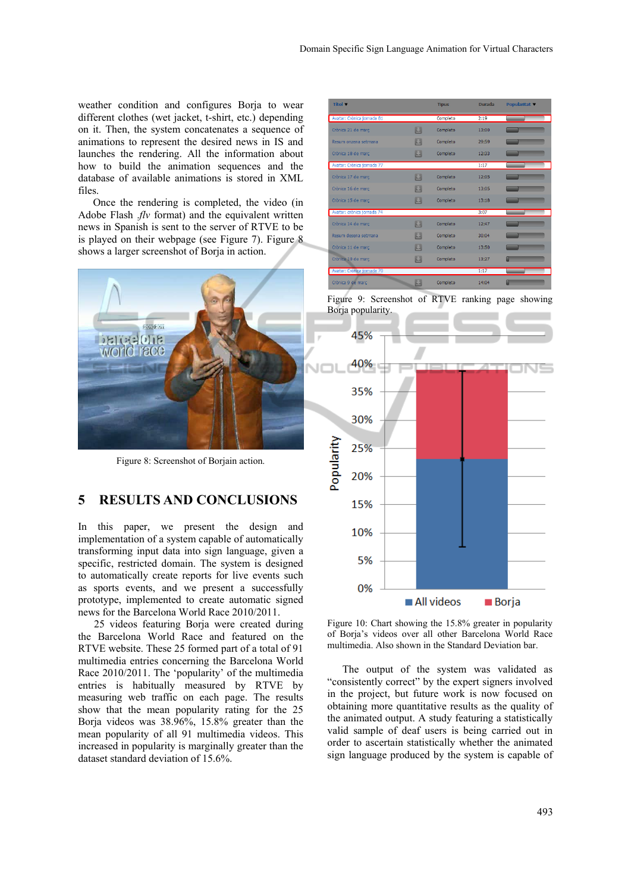weather condition and configures Borja to wear different clothes (wet jacket, t-shirt, etc.) depending on it. Then, the system concatenates a sequence of animations to represent the desired news in IS and launches the rendering. All the information about how to build the animation sequences and the database of available animations is stored in XML files.

Once the rendering is completed, the video (in Adobe Flash *.flv* format) and the equivalent written news in Spanish is sent to the server of RTVE to be is played on their webpage (see Figure 7). Figure 8 shows a larger screenshot of Borja in action.

Figure 8: Screenshot of Borjain action.

## 5 RESULTS AND CONCLUSIONS

In this paper, we present the design and implementation of a system capable of automatically transforming input data into sign language, given a specific, restricted domain. The system is designed to automatically create reports for live events such as sports events, and we present a successfully prototype, implemented to create automatic signed news for the Barcelona World Race 2010/2011.

25 videos featuring Borja were created during the Barcelona World Race and featured on the RTVE website. These 25 formed part of a total of 91 multimedia entries concerning the Barcelona World Race 2010/2011. The 'popularity' of the multimedia entries is habitually measured by RTVE by measuring web traffic on each page. The results show that the mean popularity rating for the 25 Borja videos was 38.96%, 15.8% greater than the mean popularity of all 91 multimedia videos. This increased in popularity is marginally greater than the dataset standard deviation of 15.6%.

Figure 9: Screenshot of RTVE ranking page showing Borja popularity.

Figure 10: Chart showing the 15.8% greater in popularity of Borja's videos over all other Barcelona World Race multimedia. Also shown in the Standard Deviation bar.

The output of the system was validated as "consistently correct" by the expert signers involved in the project, but future work is now focused on obtaining more quantitative results as the quality of the animated output. A study featuring a statistically valid sample of deaf users is being carried out in order to ascertain statistically whether the animated sign language produced by the system is capable of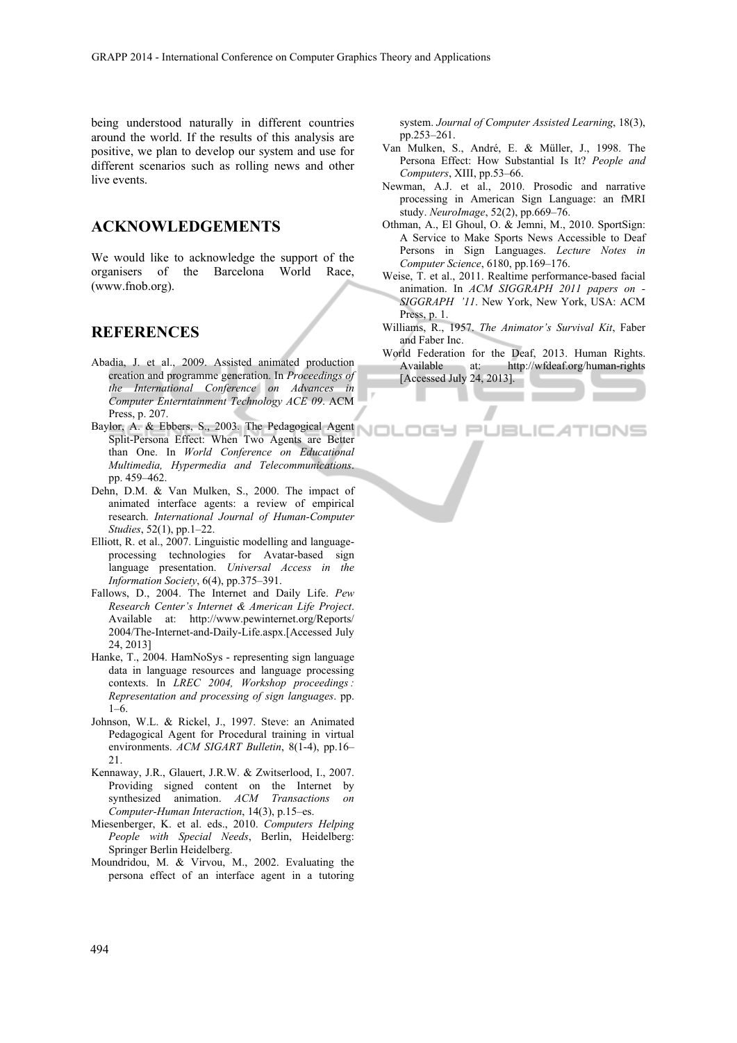being understood naturally in different countries around the world. If the results of this analysis are positive, we plan to develop our system and use for different scenarios such as rolling news and other live events.

## ACKNOWLEDGEMENTS

We would like to acknowledge the support of the organisers of the Barcelona World Race, (www.fnob.org).

## REFERENCES

Abadia, J. et al., 2009. Assisted animated production creation and programme generation. In *Proceedings of the International Conference on Advances in Computer Enterntainment Technology ACE 09*. ACM Press, p. 207.

Baylor, A. & Ebbers, S., 2003. The Pedagogical Agent Split-Persona Effect: When Two Agents are Better than One. In *World Conference on Educational Multimedia, Hypermedia and Telecommunications*. pp. 459–462.

Dehn, D.M. & Van Mulken, S., 2000. The impact of animated interface agents: a review of empirical research. *International Journal of Human-Computer Studies*, 52(1), pp.1–22.

Elliott, R. et al., 2007. Linguistic modelling and language-processing technologies for Avatar-based sign language presentation. *Universal Access in the Information Society*, 6(4), pp.375–391.

Fallows, D., 2004. The Internet and Daily Life. *Pew Research Center's Internet & American Life Project*. Available at: http://www.pewinternet.org/Reports/2004/The-Internet-and-Daily-Life.aspx.[Accessed July 24, 2013]

Hanke, T., 2004. HamNoSys - representing sign language data in language resources and language processing contexts. In *LREC 2004, Workshop proceedings : Representation and processing of sign languages*. pp. 1–6.

Johnson, W.L. & Rickel, J., 1997. Steve: an Animated Pedagogical Agent for Procedural training in virtual environments. *ACM SIGART Bulletin*, 8(1-4), pp.16–21.

Kennaway, J.R., Glauert, J.R.W. & Zwitserlood, I., 2007. Providing signed content on the Internet by synthesized animation. *ACM Transactions on Computer-Human Interaction*, 14(3), p.15–es.

Miesenberger, K. et al. eds., 2010. *Computers Helping People with Special Needs*, Berlin, Heidelberg: Springer Berlin Heidelberg.

Moundridou, M. & Virvou, M., 2002. Evaluating the persona effect of an interface agent in a tutoring system. *Journal of Computer Assisted Learning*, 18(3), pp.253–261.

Van Mulken, S., André, E. & Müller, J., 1998. The Persona Effect: How Substantial Is It? *People and Computers*, XIII, pp.53–66.

Newman, A.J. et al., 2010. Prosodic and narrative processing in American Sign Language: an fMRI study. *NeuroImage*, 52(2), pp.669–76.

Othman, A., El Ghoul, O. & Jemni, M., 2010. SportSign: A Service to Make Sports News Accessible to Deaf Persons in Sign Languages. *Lecture Notes in Computer Science*, 6180, pp.169–176.

Weise, T. et al., 2011. Realtime performance-based facial animation. In *ACM SIGGRAPH 2011 papers on - SIGGRAPH '11*. New York, New York, USA: ACM Press, p. 1.

Williams, R., 1957. *The Animator's Survival Kit*, Faber and Faber Inc.

World Federation for the Deaf, 2013. Human Rights. Available at: http://wfdeaf.org/human-rights [Accessed July 24, 2013].